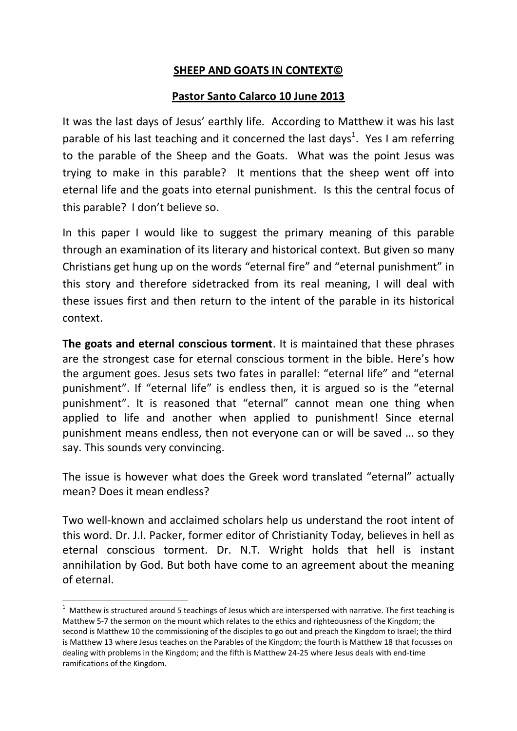# SHEEP AND GOATS IN CONTEXT©

## Pastor Santo Calarco 10 June 2013

It was the last days of Jesus' earthly life. According to Matthew it was his last parable of his last teaching and it concerned the last days[1]. Yes I am referring to the parable of the Sheep and the Goats. What was the point Jesus was trying to make in this parable? It mentions that the sheep went off into eternal life and the goats into eternal punishment. Is this the central focus of this parable? I don't believe so.

In this paper I would like to suggest the primary meaning of this parable through an examination of its literary and historical context. But given so many Christians get hung up on the words "eternal fire" and "eternal punishment" in this story and therefore sidetracked from its real meaning, I will deal with these issues first and then return to the intent of the parable in its historical context.

**The goats and eternal conscious torment**. It is maintained that these phrases are the strongest case for eternal conscious torment in the bible. Here's how the argument goes. Jesus sets two fates in parallel: "eternal life" and "eternal punishment". If "eternal life" is endless then, it is argued so is the "eternal punishment". It is reasoned that "eternal" cannot mean one thing when applied to life and another when applied to punishment! Since eternal punishment means endless, then not everyone can or will be saved … so they say. This sounds very convincing.

The issue is however what does the Greek word translated "eternal" actually mean? Does it mean endless?

Two well-known and acclaimed scholars help us understand the root intent of this word. Dr. J.I. Packer, former editor of Christianity Today, believes in hell as eternal conscious torment. Dr. N.T. Wright holds that hell is instant annihilation by God. But both have come to an agreement about the meaning of eternal.

---

[1] Matthew is structured around 5 teachings of Jesus which are interspersed with narrative. The first teaching is Matthew 5-7 the sermon on the mount which relates to the ethics and righteousness of the Kingdom; the second is Matthew 10 the commissioning of the disciples to go out and preach the Kingdom to Israel; the third is Matthew 13 where Jesus teaches on the Parables of the Kingdom; the fourth is Matthew 18 that focusses on dealing with problems in the Kingdom; and the fifth is Matthew 24-25 where Jesus deals with end-time ramifications of the Kingdom.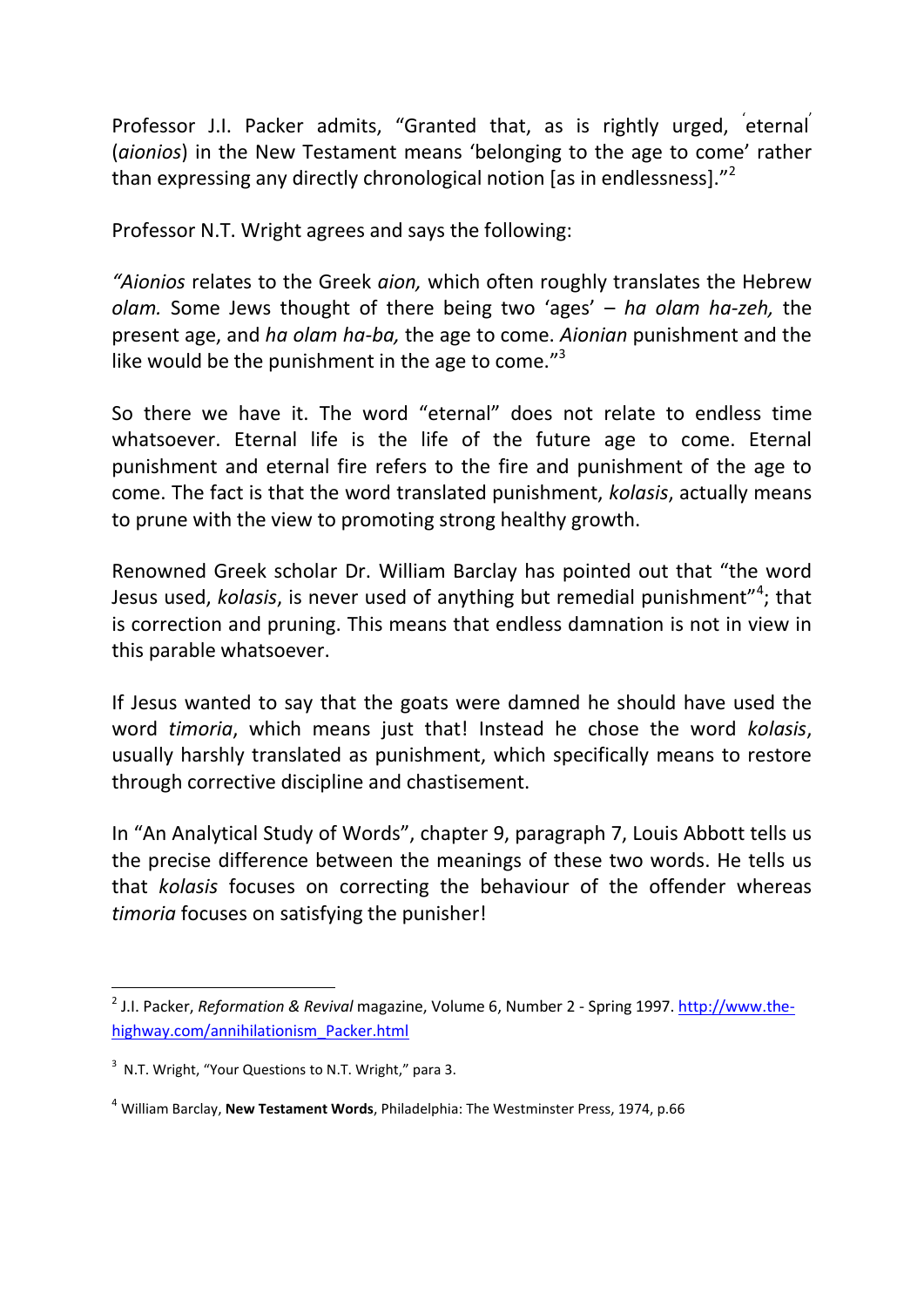Professor J.I. Packer admits, "Granted that, as is rightly urged, ʹeternalʹ (*aionios*) in the New Testament means 'belonging to the age to come' rather than expressing any directly chronological notion [as in endlessness]."[2]

Professor N.T. Wright agrees and says the following:

*"Aionios* relates to the Greek *aion,* which often roughly translates the Hebrew *olam.* Some Jews thought of there being two 'ages' – *ha olam ha-zeh,* the present age, and *ha olam ha-ba,* the age to come. *Aionian* punishment and the like would be the punishment in the age to come."[3]

So there we have it. The word "eternal" does not relate to endless time whatsoever. Eternal life is the life of the future age to come. Eternal punishment and eternal fire refers to the fire and punishment of the age to come. The fact is that the word translated punishment, *kolasis*, actually means to prune with the view to promoting strong healthy growth.

Renowned Greek scholar Dr. William Barclay has pointed out that "the word Jesus used, *kolasis*, is never used of anything but remedial punishment"[4]; that is correction and pruning. This means that endless damnation is not in view in this parable whatsoever.

If Jesus wanted to say that the goats were damned he should have used the word *timoria*, which means just that! Instead he chose the word *kolasis*, usually harshly translated as punishment, which specifically means to restore through corrective discipline and chastisement.

In "An Analytical Study of Words", chapter 9, paragraph 7, Louis Abbott tells us the precise difference between the meanings of these two words. He tells us that *kolasis* focuses on correcting the behaviour of the offender whereas *timoria* focuses on satisfying the punisher!

---

[2] J.I. Packer, *Reformation & Revival* magazine, Volume 6, Number 2 - Spring 1997. http://www.the-highway.com/annihilationism_Packer.html

[3] N.T. Wright, "Your Questions to N.T. Wright," para 3.

[4] William Barclay, **New Testament Words**, Philadelphia: The Westminster Press, 1974, p.66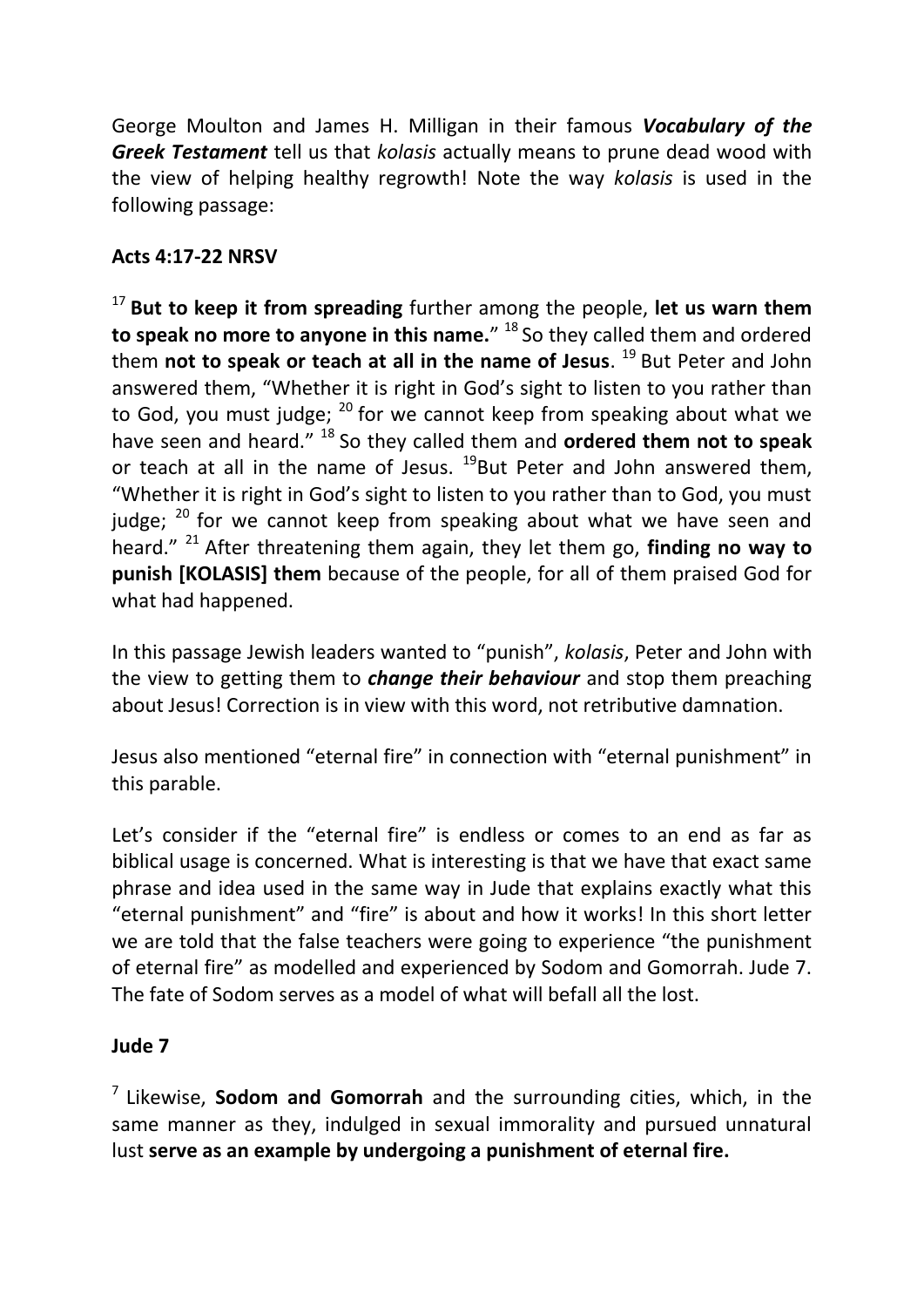George Moulton and James H. Milligan in their famous ***Vocabulary of the Greek Testament*** tell us that *kolasis* actually means to prune dead wood with the view of helping healthy regrowth! Note the way *kolasis* is used in the following passage:

**Acts 4:17-22 NRSV**

[17] **But to keep it from spreading** further among the people, **let us warn them to speak no more to anyone in this name.**" [18] So they called them and ordered them **not to speak or teach at all in the name of Jesus**. [19] But Peter and John answered them, "Whether it is right in God's sight to listen to you rather than to God, you must judge; [20] for we cannot keep from speaking about what we have seen and heard." [18] So they called them and **ordered them not to speak** or teach at all in the name of Jesus. [19]But Peter and John answered them, "Whether it is right in God's sight to listen to you rather than to God, you must judge; [20] for we cannot keep from speaking about what we have seen and heard." [21] After threatening them again, they let them go, **finding no way to punish [KOLASIS] them** because of the people, for all of them praised God for what had happened.

In this passage Jewish leaders wanted to "punish", *kolasis*, Peter and John with the view to getting them to ***change their behaviour*** and stop them preaching about Jesus! Correction is in view with this word, not retributive damnation.

Jesus also mentioned "eternal fire" in connection with "eternal punishment" in this parable.

Let's consider if the "eternal fire" is endless or comes to an end as far as biblical usage is concerned. What is interesting is that we have that exact same phrase and idea used in the same way in Jude that explains exactly what this "eternal punishment" and "fire" is about and how it works! In this short letter we are told that the false teachers were going to experience "the punishment of eternal fire" as modelled and experienced by Sodom and Gomorrah. Jude 7. The fate of Sodom serves as a model of what will befall all the lost.

**Jude 7**

[7] Likewise, **Sodom and Gomorrah** and the surrounding cities, which, in the same manner as they, indulged in sexual immorality and pursued unnatural lust **serve as an example by undergoing a punishment of eternal fire.**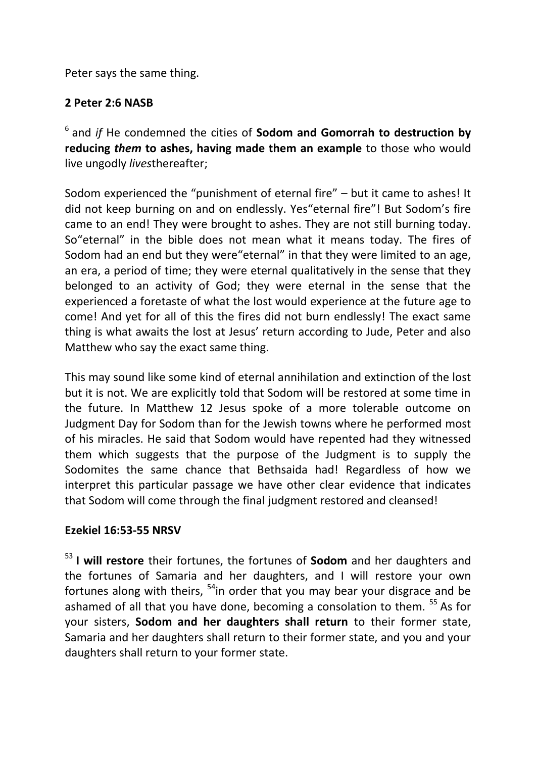Peter says the same thing.

**2 Peter 2:6 NASB**

[6] and *if* He condemned the cities of **Sodom and Gomorrah to destruction by reducing *them* to ashes, having made them an example** to those who would live ungodly *lives*thereafter;

Sodom experienced the "punishment of eternal fire" – but it came to ashes! It did not keep burning on and on endlessly. Yes"eternal fire"! But Sodom's fire came to an end! They were brought to ashes. They are not still burning today. So"eternal" in the bible does not mean what it means today. The fires of Sodom had an end but they were"eternal" in that they were limited to an age, an era, a period of time; they were eternal qualitatively in the sense that they belonged to an activity of God; they were eternal in the sense that the experienced a foretaste of what the lost would experience at the future age to come! And yet for all of this the fires did not burn endlessly! The exact same thing is what awaits the lost at Jesus' return according to Jude, Peter and also Matthew who say the exact same thing.

This may sound like some kind of eternal annihilation and extinction of the lost but it is not. We are explicitly told that Sodom will be restored at some time in the future. In Matthew 12 Jesus spoke of a more tolerable outcome on Judgment Day for Sodom than for the Jewish towns where he performed most of his miracles. He said that Sodom would have repented had they witnessed them which suggests that the purpose of the Judgment is to supply the Sodomites the same chance that Bethsaida had! Regardless of how we interpret this particular passage we have other clear evidence that indicates that Sodom will come through the final judgment restored and cleansed!

**Ezekiel 16:53-55 NRSV**

[53] **I will restore** their fortunes, the fortunes of **Sodom** and her daughters and the fortunes of Samaria and her daughters, and I will restore your own fortunes along with theirs, [54]in order that you may bear your disgrace and be ashamed of all that you have done, becoming a consolation to them. [55] As for your sisters, **Sodom and her daughters shall return** to their former state, Samaria and her daughters shall return to their former state, and you and your daughters shall return to your former state.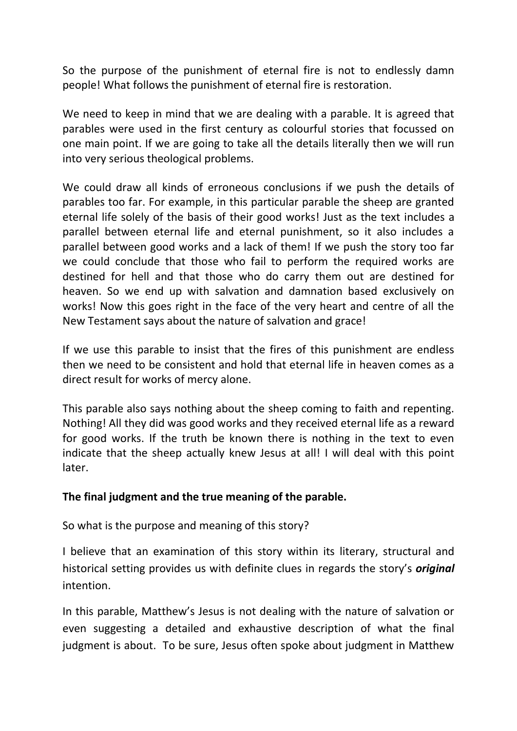So the purpose of the punishment of eternal fire is not to endlessly damn people! What follows the punishment of eternal fire is restoration.

We need to keep in mind that we are dealing with a parable. It is agreed that parables were used in the first century as colourful stories that focussed on one main point. If we are going to take all the details literally then we will run into very serious theological problems.

We could draw all kinds of erroneous conclusions if we push the details of parables too far. For example, in this particular parable the sheep are granted eternal life solely of the basis of their good works! Just as the text includes a parallel between eternal life and eternal punishment, so it also includes a parallel between good works and a lack of them! If we push the story too far we could conclude that those who fail to perform the required works are destined for hell and that those who do carry them out are destined for heaven. So we end up with salvation and damnation based exclusively on works! Now this goes right in the face of the very heart and centre of all the New Testament says about the nature of salvation and grace!

If we use this parable to insist that the fires of this punishment are endless then we need to be consistent and hold that eternal life in heaven comes as a direct result for works of mercy alone.

This parable also says nothing about the sheep coming to faith and repenting. Nothing! All they did was good works and they received eternal life as a reward for good works. If the truth be known there is nothing in the text to even indicate that the sheep actually knew Jesus at all! I will deal with this point later.

**The final judgment and the true meaning of the parable.**

So what is the purpose and meaning of this story?

I believe that an examination of this story within its literary, structural and historical setting provides us with definite clues in regards the story's ***original*** intention.

In this parable, Matthew's Jesus is not dealing with the nature of salvation or even suggesting a detailed and exhaustive description of what the final judgment is about. To be sure, Jesus often spoke about judgment in Matthew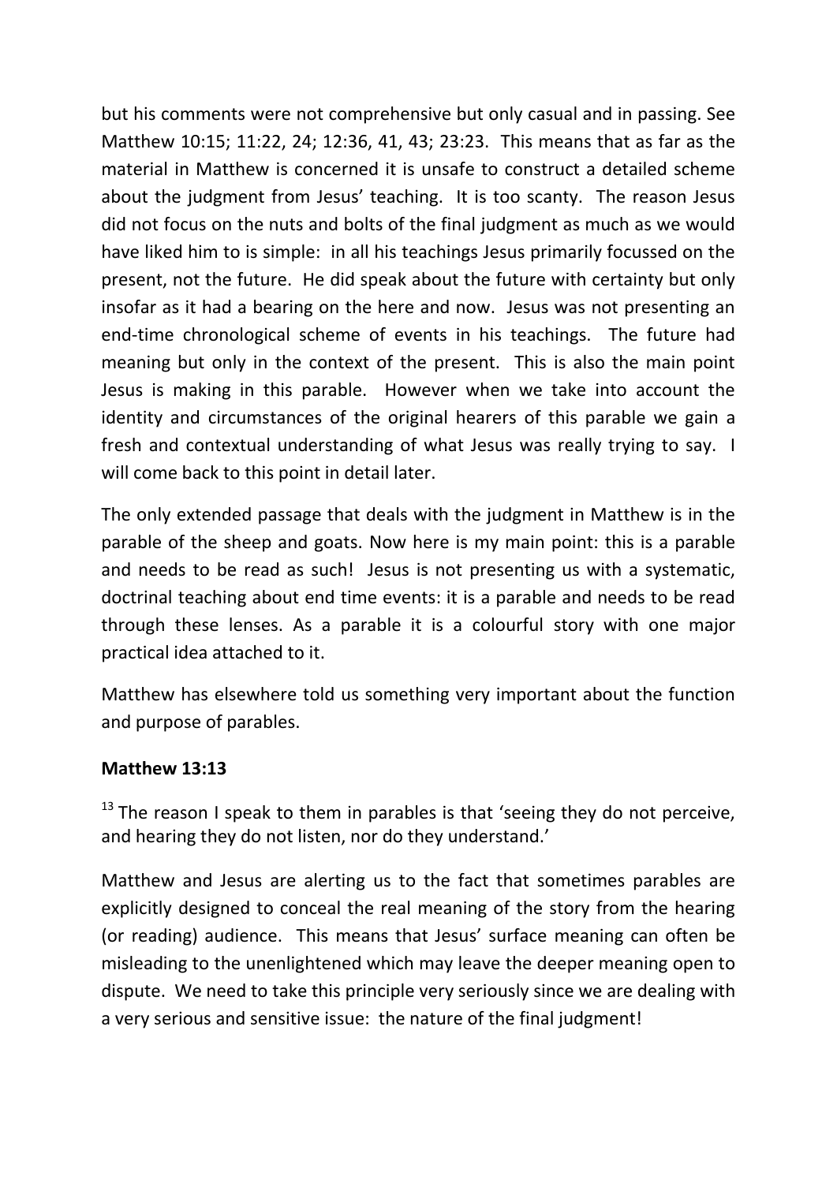but his comments were not comprehensive but only casual and in passing. See Matthew 10:15; 11:22, 24; 12:36, 41, 43; 23:23. This means that as far as the material in Matthew is concerned it is unsafe to construct a detailed scheme about the judgment from Jesus' teaching. It is too scanty. The reason Jesus did not focus on the nuts and bolts of the final judgment as much as we would have liked him to is simple: in all his teachings Jesus primarily focussed on the present, not the future. He did speak about the future with certainty but only insofar as it had a bearing on the here and now. Jesus was not presenting an end-time chronological scheme of events in his teachings. The future had meaning but only in the context of the present. This is also the main point Jesus is making in this parable. However when we take into account the identity and circumstances of the original hearers of this parable we gain a fresh and contextual understanding of what Jesus was really trying to say. I will come back to this point in detail later.

The only extended passage that deals with the judgment in Matthew is in the parable of the sheep and goats. Now here is my main point: this is a parable and needs to be read as such! Jesus is not presenting us with a systematic, doctrinal teaching about end time events: it is a parable and needs to be read through these lenses. As a parable it is a colourful story with one major practical idea attached to it.

Matthew has elsewhere told us something very important about the function and purpose of parables.

**Matthew 13:13**

[13] The reason I speak to them in parables is that 'seeing they do not perceive, and hearing they do not listen, nor do they understand.'

Matthew and Jesus are alerting us to the fact that sometimes parables are explicitly designed to conceal the real meaning of the story from the hearing (or reading) audience. This means that Jesus' surface meaning can often be misleading to the unenlightened which may leave the deeper meaning open to dispute. We need to take this principle very seriously since we are dealing with a very serious and sensitive issue: the nature of the final judgment!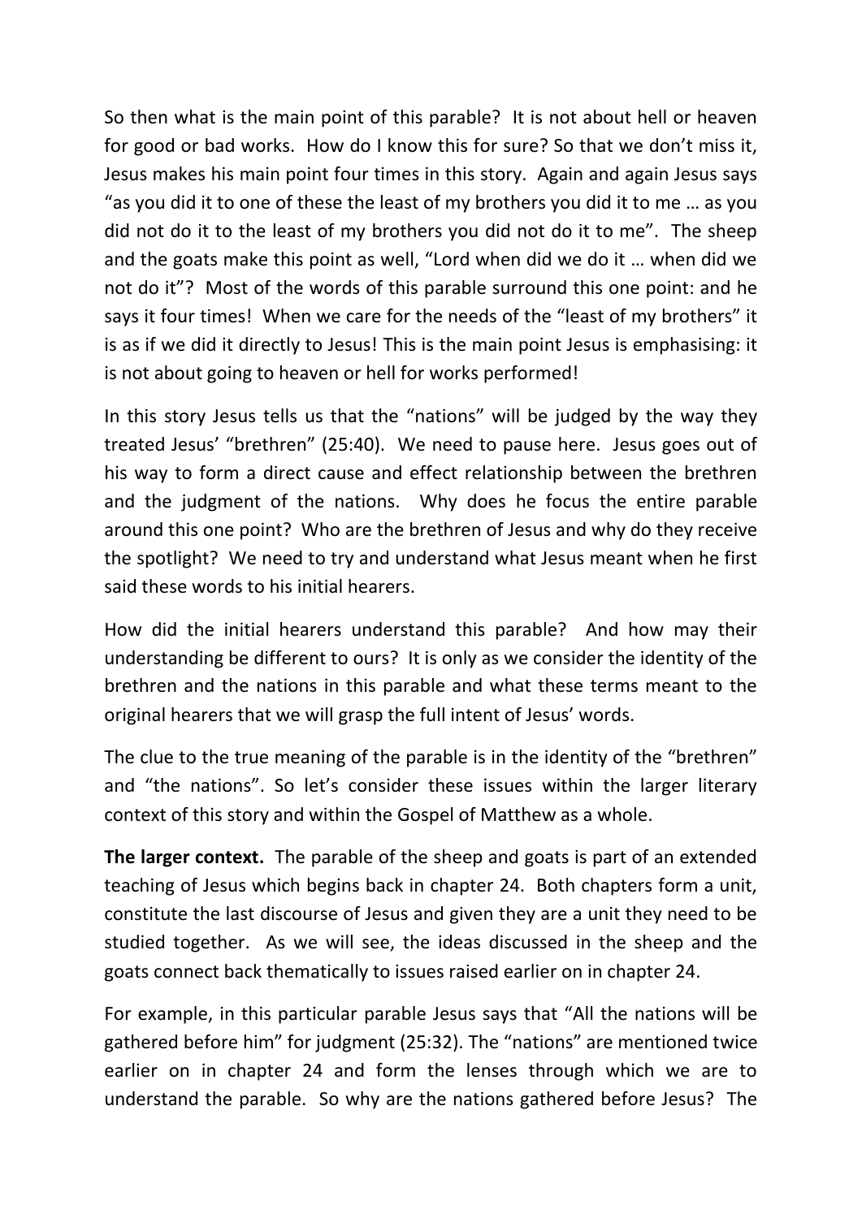So then what is the main point of this parable? It is not about hell or heaven for good or bad works. How do I know this for sure? So that we don't miss it, Jesus makes his main point four times in this story. Again and again Jesus says "as you did it to one of these the least of my brothers you did it to me … as you did not do it to the least of my brothers you did not do it to me". The sheep and the goats make this point as well, "Lord when did we do it … when did we not do it"? Most of the words of this parable surround this one point: and he says it four times! When we care for the needs of the "least of my brothers" it is as if we did it directly to Jesus! This is the main point Jesus is emphasising: it is not about going to heaven or hell for works performed!

In this story Jesus tells us that the "nations" will be judged by the way they treated Jesus' "brethren" (25:40). We need to pause here. Jesus goes out of his way to form a direct cause and effect relationship between the brethren and the judgment of the nations. Why does he focus the entire parable around this one point? Who are the brethren of Jesus and why do they receive the spotlight? We need to try and understand what Jesus meant when he first said these words to his initial hearers.

How did the initial hearers understand this parable? And how may their understanding be different to ours? It is only as we consider the identity of the brethren and the nations in this parable and what these terms meant to the original hearers that we will grasp the full intent of Jesus' words.

The clue to the true meaning of the parable is in the identity of the "brethren" and "the nations". So let's consider these issues within the larger literary context of this story and within the Gospel of Matthew as a whole.

**The larger context.** The parable of the sheep and goats is part of an extended teaching of Jesus which begins back in chapter 24. Both chapters form a unit, constitute the last discourse of Jesus and given they are a unit they need to be studied together. As we will see, the ideas discussed in the sheep and the goats connect back thematically to issues raised earlier on in chapter 24.

For example, in this particular parable Jesus says that "All the nations will be gathered before him" for judgment (25:32). The "nations" are mentioned twice earlier on in chapter 24 and form the lenses through which we are to understand the parable. So why are the nations gathered before Jesus? The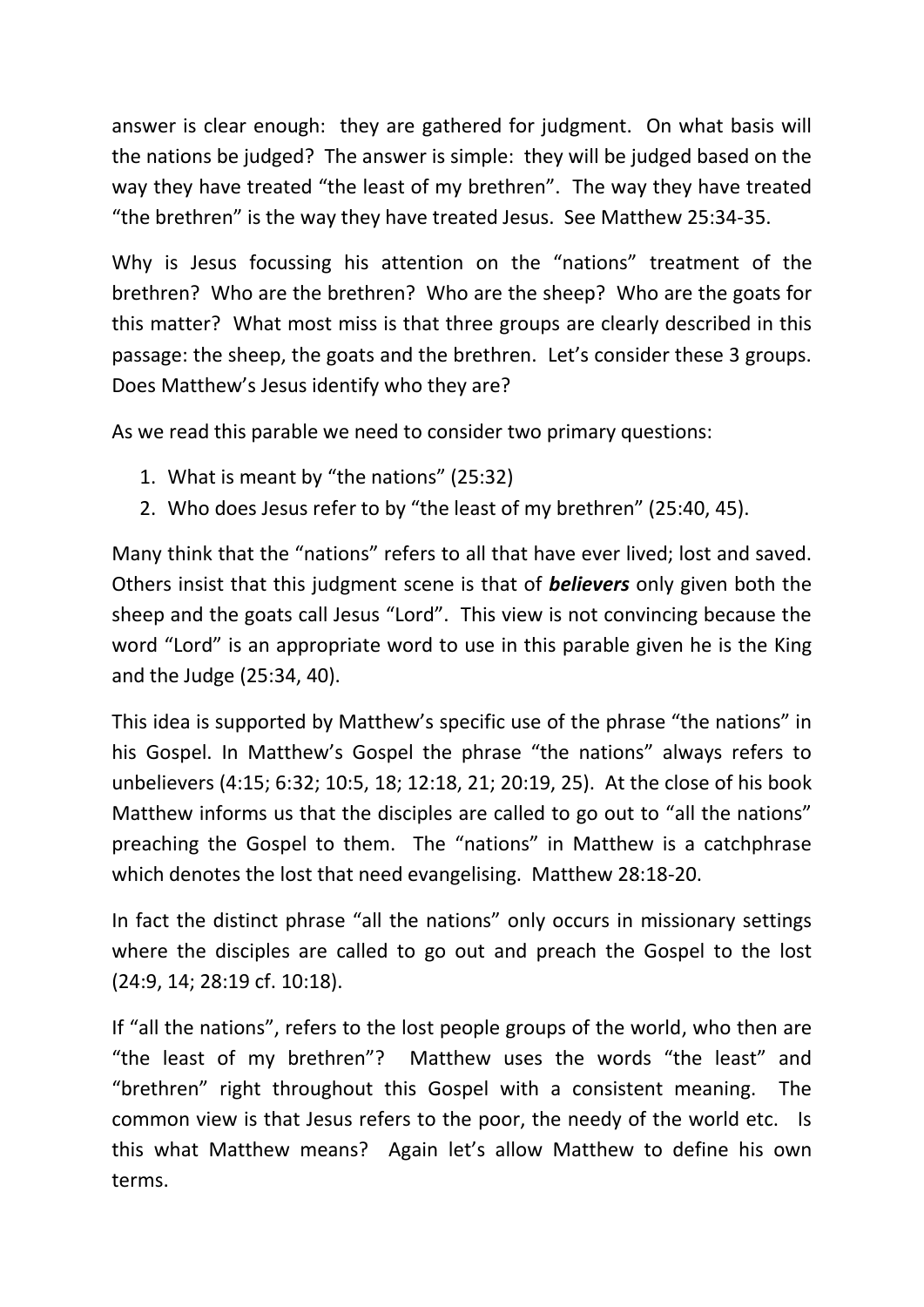answer is clear enough: they are gathered for judgment. On what basis will the nations be judged? The answer is simple: they will be judged based on the way they have treated "the least of my brethren". The way they have treated "the brethren" is the way they have treated Jesus. See Matthew 25:34-35.

Why is Jesus focussing his attention on the "nations" treatment of the brethren? Who are the brethren? Who are the sheep? Who are the goats for this matter? What most miss is that three groups are clearly described in this passage: the sheep, the goats and the brethren. Let's consider these 3 groups. Does Matthew's Jesus identify who they are?

As we read this parable we need to consider two primary questions:

1. What is meant by "the nations" (25:32)
2. Who does Jesus refer to by "the least of my brethren" (25:40, 45).

Many think that the "nations" refers to all that have ever lived; lost and saved. Others insist that this judgment scene is that of ***believers*** only given both the sheep and the goats call Jesus "Lord". This view is not convincing because the word "Lord" is an appropriate word to use in this parable given he is the King and the Judge (25:34, 40).

This idea is supported by Matthew's specific use of the phrase "the nations" in his Gospel. In Matthew's Gospel the phrase "the nations" always refers to unbelievers (4:15; 6:32; 10:5, 18; 12:18, 21; 20:19, 25). At the close of his book Matthew informs us that the disciples are called to go out to "all the nations" preaching the Gospel to them. The "nations" in Matthew is a catchphrase which denotes the lost that need evangelising. Matthew 28:18-20.

In fact the distinct phrase "all the nations" only occurs in missionary settings where the disciples are called to go out and preach the Gospel to the lost (24:9, 14; 28:19 cf. 10:18).

If "all the nations", refers to the lost people groups of the world, who then are "the least of my brethren"? Matthew uses the words "the least" and "brethren" right throughout this Gospel with a consistent meaning. The common view is that Jesus refers to the poor, the needy of the world etc. Is this what Matthew means? Again let's allow Matthew to define his own terms.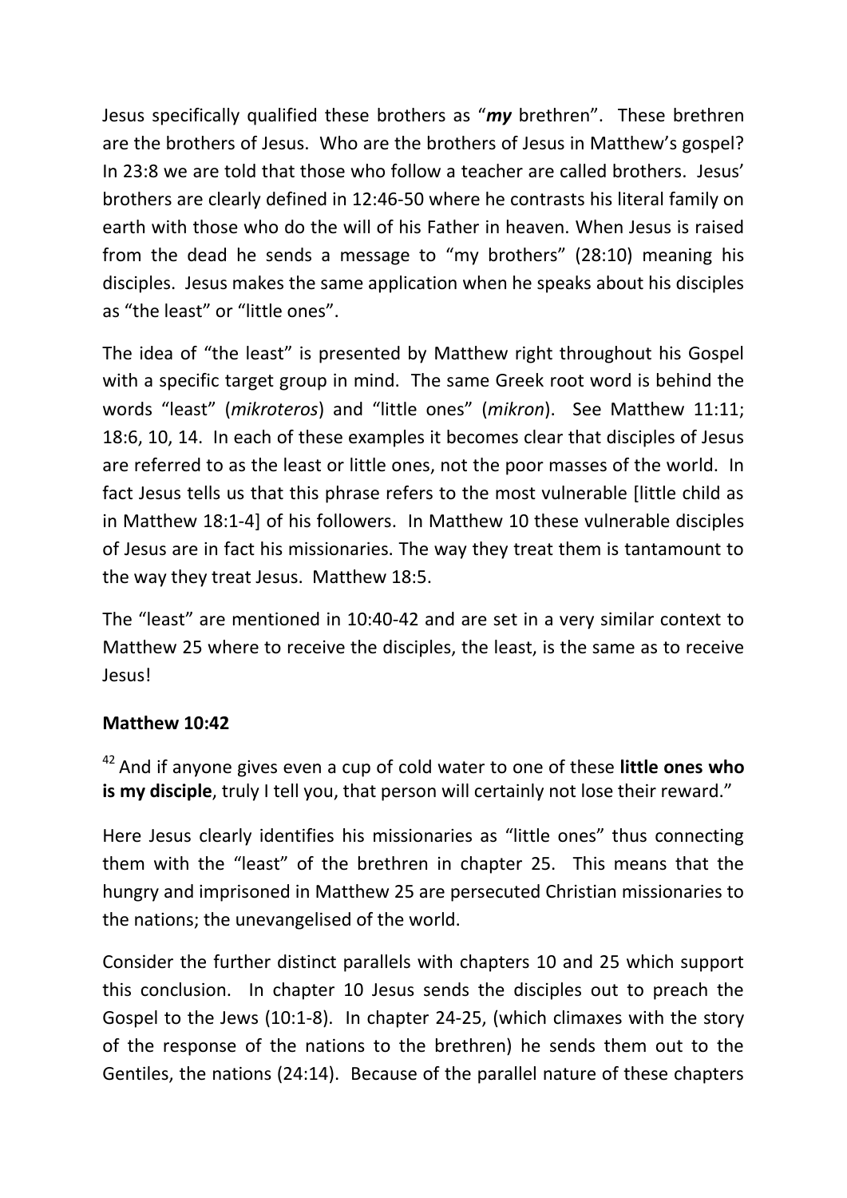Jesus specifically qualified these brothers as "***my*** brethren". These brethren are the brothers of Jesus. Who are the brothers of Jesus in Matthew's gospel? In 23:8 we are told that those who follow a teacher are called brothers. Jesus' brothers are clearly defined in 12:46-50 where he contrasts his literal family on earth with those who do the will of his Father in heaven. When Jesus is raised from the dead he sends a message to "my brothers" (28:10) meaning his disciples. Jesus makes the same application when he speaks about his disciples as "the least" or "little ones".

The idea of "the least" is presented by Matthew right throughout his Gospel with a specific target group in mind. The same Greek root word is behind the words "least" (*mikroteros*) and "little ones" (*mikron*). See Matthew 11:11; 18:6, 10, 14. In each of these examples it becomes clear that disciples of Jesus are referred to as the least or little ones, not the poor masses of the world. In fact Jesus tells us that this phrase refers to the most vulnerable [little child as in Matthew 18:1-4] of his followers. In Matthew 10 these vulnerable disciples of Jesus are in fact his missionaries. The way they treat them is tantamount to the way they treat Jesus. Matthew 18:5.

The "least" are mentioned in 10:40-42 and are set in a very similar context to Matthew 25 where to receive the disciples, the least, is the same as to receive Jesus!

**Matthew 10:42**

[42] And if anyone gives even a cup of cold water to one of these **little ones who is my disciple**, truly I tell you, that person will certainly not lose their reward."

Here Jesus clearly identifies his missionaries as "little ones" thus connecting them with the "least" of the brethren in chapter 25. This means that the hungry and imprisoned in Matthew 25 are persecuted Christian missionaries to the nations; the unevangelised of the world.

Consider the further distinct parallels with chapters 10 and 25 which support this conclusion. In chapter 10 Jesus sends the disciples out to preach the Gospel to the Jews (10:1-8). In chapter 24-25, (which climaxes with the story of the response of the nations to the brethren) he sends them out to the Gentiles, the nations (24:14). Because of the parallel nature of these chapters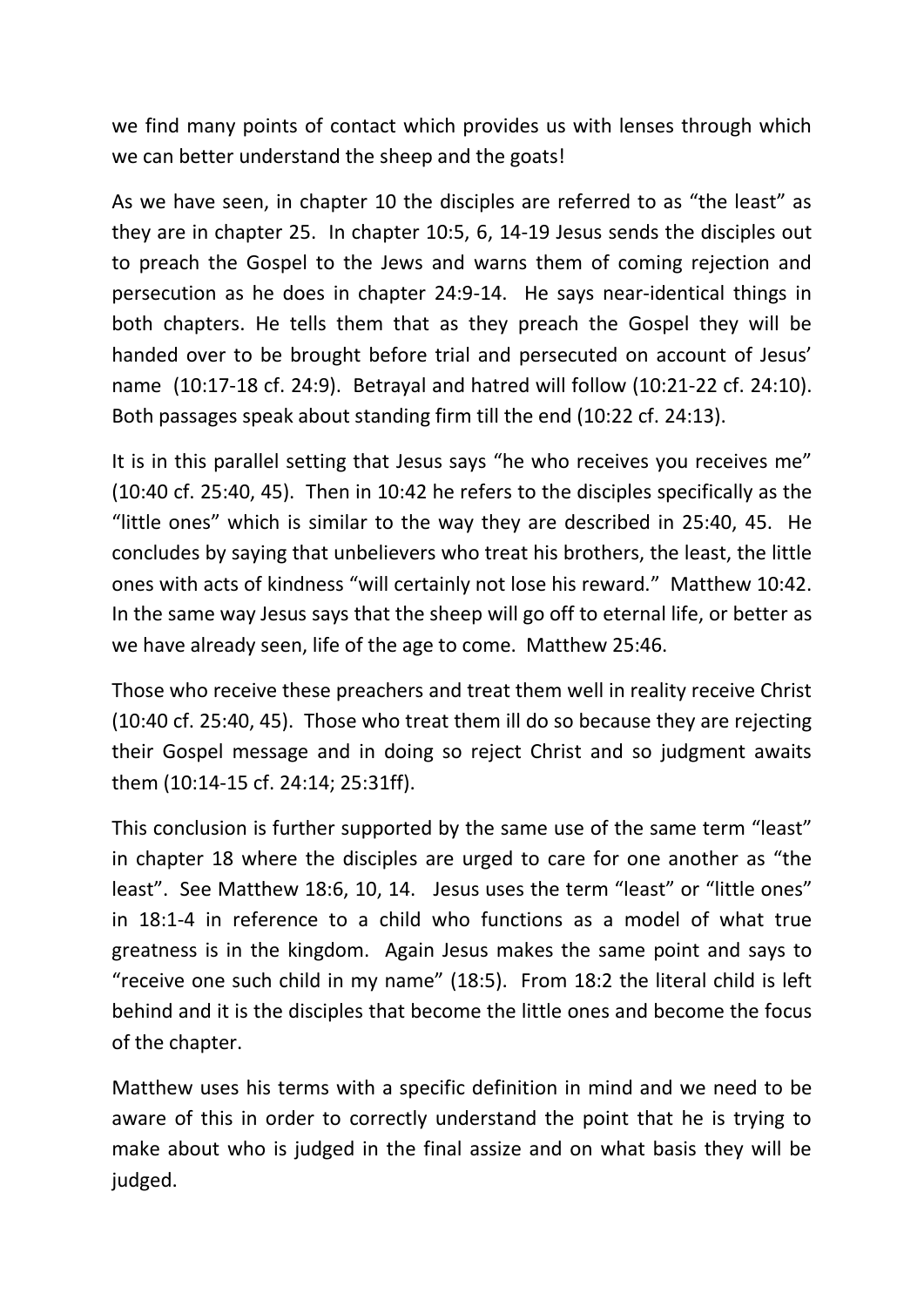we find many points of contact which provides us with lenses through which we can better understand the sheep and the goats!

As we have seen, in chapter 10 the disciples are referred to as "the least" as they are in chapter 25. In chapter 10:5, 6, 14-19 Jesus sends the disciples out to preach the Gospel to the Jews and warns them of coming rejection and persecution as he does in chapter 24:9-14. He says near-identical things in both chapters. He tells them that as they preach the Gospel they will be handed over to be brought before trial and persecuted on account of Jesus' name (10:17-18 cf. 24:9). Betrayal and hatred will follow (10:21-22 cf. 24:10). Both passages speak about standing firm till the end (10:22 cf. 24:13).

It is in this parallel setting that Jesus says "he who receives you receives me" (10:40 cf. 25:40, 45). Then in 10:42 he refers to the disciples specifically as the "little ones" which is similar to the way they are described in 25:40, 45. He concludes by saying that unbelievers who treat his brothers, the least, the little ones with acts of kindness "will certainly not lose his reward." Matthew 10:42. In the same way Jesus says that the sheep will go off to eternal life, or better as we have already seen, life of the age to come. Matthew 25:46.

Those who receive these preachers and treat them well in reality receive Christ (10:40 cf. 25:40, 45). Those who treat them ill do so because they are rejecting their Gospel message and in doing so reject Christ and so judgment awaits them (10:14-15 cf. 24:14; 25:31ff).

This conclusion is further supported by the same use of the same term "least" in chapter 18 where the disciples are urged to care for one another as "the least". See Matthew 18:6, 10, 14. Jesus uses the term "least" or "little ones" in 18:1-4 in reference to a child who functions as a model of what true greatness is in the kingdom. Again Jesus makes the same point and says to "receive one such child in my name" (18:5). From 18:2 the literal child is left behind and it is the disciples that become the little ones and become the focus of the chapter.

Matthew uses his terms with a specific definition in mind and we need to be aware of this in order to correctly understand the point that he is trying to make about who is judged in the final assize and on what basis they will be judged.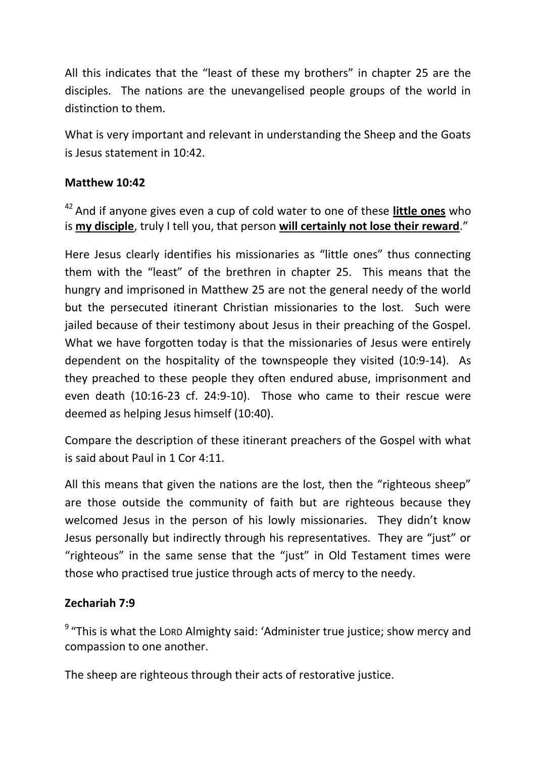All this indicates that the "least of these my brothers" in chapter 25 are the disciples. The nations are the unevangelised people groups of the world in distinction to them.

What is very important and relevant in understanding the Sheep and the Goats is Jesus statement in 10:42.

**Matthew 10:42**

[42] And if anyone gives even a cup of cold water to one of these **little ones** who is **my disciple**, truly I tell you, that person **will certainly not lose their reward**."

Here Jesus clearly identifies his missionaries as "little ones" thus connecting them with the "least" of the brethren in chapter 25. This means that the hungry and imprisoned in Matthew 25 are not the general needy of the world but the persecuted itinerant Christian missionaries to the lost. Such were jailed because of their testimony about Jesus in their preaching of the Gospel. What we have forgotten today is that the missionaries of Jesus were entirely dependent on the hospitality of the townspeople they visited (10:9-14). As they preached to these people they often endured abuse, imprisonment and even death (10:16-23 cf. 24:9-10). Those who came to their rescue were deemed as helping Jesus himself (10:40).

Compare the description of these itinerant preachers of the Gospel with what is said about Paul in 1 Cor 4:11.

All this means that given the nations are the lost, then the "righteous sheep" are those outside the community of faith but are righteous because they welcomed Jesus in the person of his lowly missionaries. They didn't know Jesus personally but indirectly through his representatives. They are "just" or "righteous" in the same sense that the "just" in Old Testament times were those who practised true justice through acts of mercy to the needy.

**Zechariah 7:9**

[9] "This is what the LORD Almighty said: 'Administer true justice; show mercy and compassion to one another.

The sheep are righteous through their acts of restorative justice.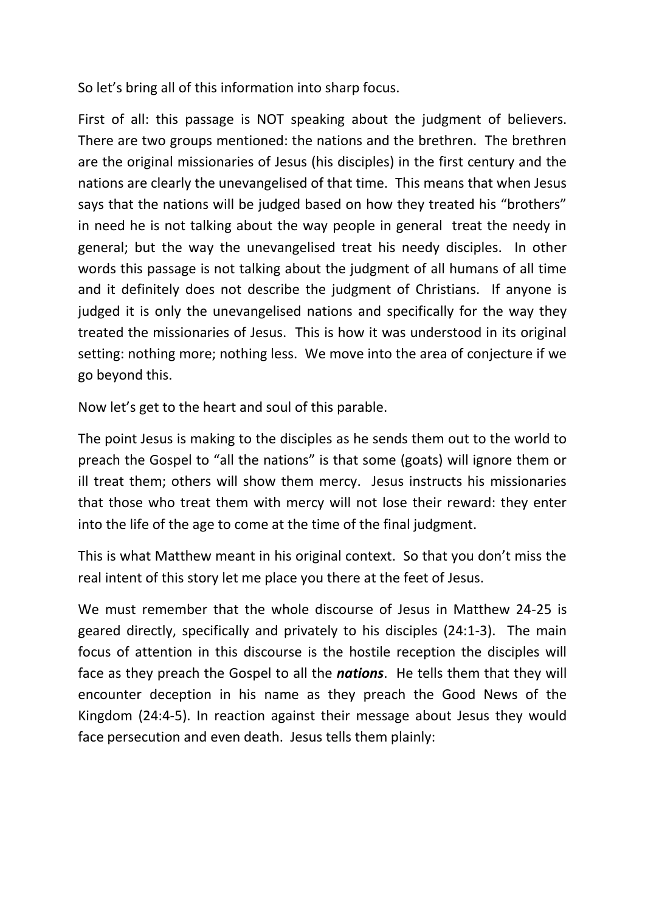So let's bring all of this information into sharp focus.

First of all: this passage is NOT speaking about the judgment of believers. There are two groups mentioned: the nations and the brethren. The brethren are the original missionaries of Jesus (his disciples) in the first century and the nations are clearly the unevangelised of that time. This means that when Jesus says that the nations will be judged based on how they treated his "brothers" in need he is not talking about the way people in general treat the needy in general; but the way the unevangelised treat his needy disciples. In other words this passage is not talking about the judgment of all humans of all time and it definitely does not describe the judgment of Christians. If anyone is judged it is only the unevangelised nations and specifically for the way they treated the missionaries of Jesus. This is how it was understood in its original setting: nothing more; nothing less. We move into the area of conjecture if we go beyond this.

Now let's get to the heart and soul of this parable.

The point Jesus is making to the disciples as he sends them out to the world to preach the Gospel to "all the nations" is that some (goats) will ignore them or ill treat them; others will show them mercy. Jesus instructs his missionaries that those who treat them with mercy will not lose their reward: they enter into the life of the age to come at the time of the final judgment.

This is what Matthew meant in his original context. So that you don't miss the real intent of this story let me place you there at the feet of Jesus.

We must remember that the whole discourse of Jesus in Matthew 24-25 is geared directly, specifically and privately to his disciples (24:1-3). The main focus of attention in this discourse is the hostile reception the disciples will face as they preach the Gospel to all the ***nations***. He tells them that they will encounter deception in his name as they preach the Good News of the Kingdom (24:4-5). In reaction against their message about Jesus they would face persecution and even death. Jesus tells them plainly: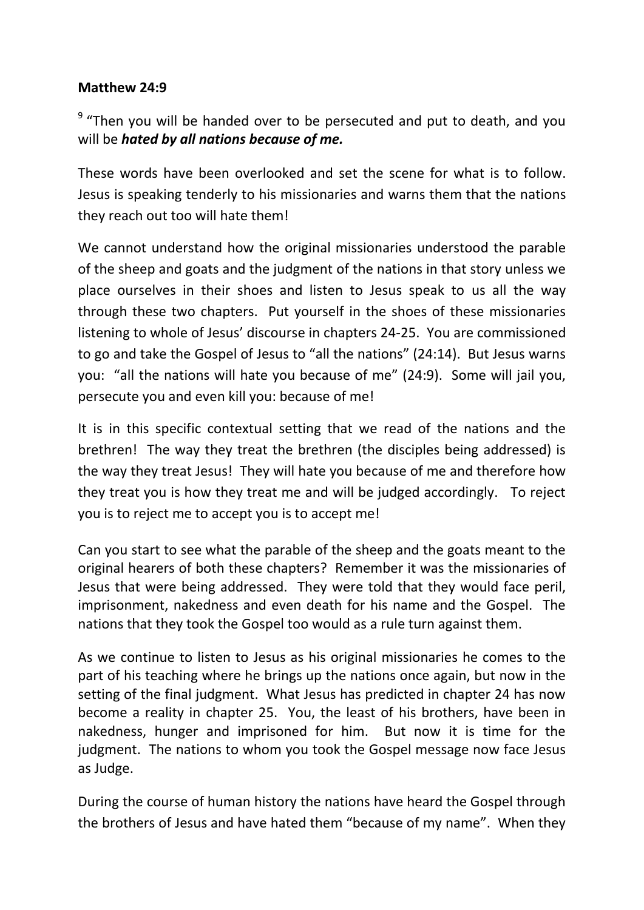**Matthew 24:9**

[9] "Then you will be handed over to be persecuted and put to death, and you will be ***hated by all nations because of me.***

These words have been overlooked and set the scene for what is to follow. Jesus is speaking tenderly to his missionaries and warns them that the nations they reach out too will hate them!

We cannot understand how the original missionaries understood the parable of the sheep and goats and the judgment of the nations in that story unless we place ourselves in their shoes and listen to Jesus speak to us all the way through these two chapters. Put yourself in the shoes of these missionaries listening to whole of Jesus' discourse in chapters 24-25. You are commissioned to go and take the Gospel of Jesus to "all the nations" (24:14). But Jesus warns you: "all the nations will hate you because of me" (24:9). Some will jail you, persecute you and even kill you: because of me!

It is in this specific contextual setting that we read of the nations and the brethren! The way they treat the brethren (the disciples being addressed) is the way they treat Jesus! They will hate you because of me and therefore how they treat you is how they treat me and will be judged accordingly. To reject you is to reject me to accept you is to accept me!

Can you start to see what the parable of the sheep and the goats meant to the original hearers of both these chapters? Remember it was the missionaries of Jesus that were being addressed. They were told that they would face peril, imprisonment, nakedness and even death for his name and the Gospel. The nations that they took the Gospel too would as a rule turn against them.

As we continue to listen to Jesus as his original missionaries he comes to the part of his teaching where he brings up the nations once again, but now in the setting of the final judgment. What Jesus has predicted in chapter 24 has now become a reality in chapter 25. You, the least of his brothers, have been in nakedness, hunger and imprisoned for him. But now it is time for the judgment. The nations to whom you took the Gospel message now face Jesus as Judge.

During the course of human history the nations have heard the Gospel through the brothers of Jesus and have hated them "because of my name". When they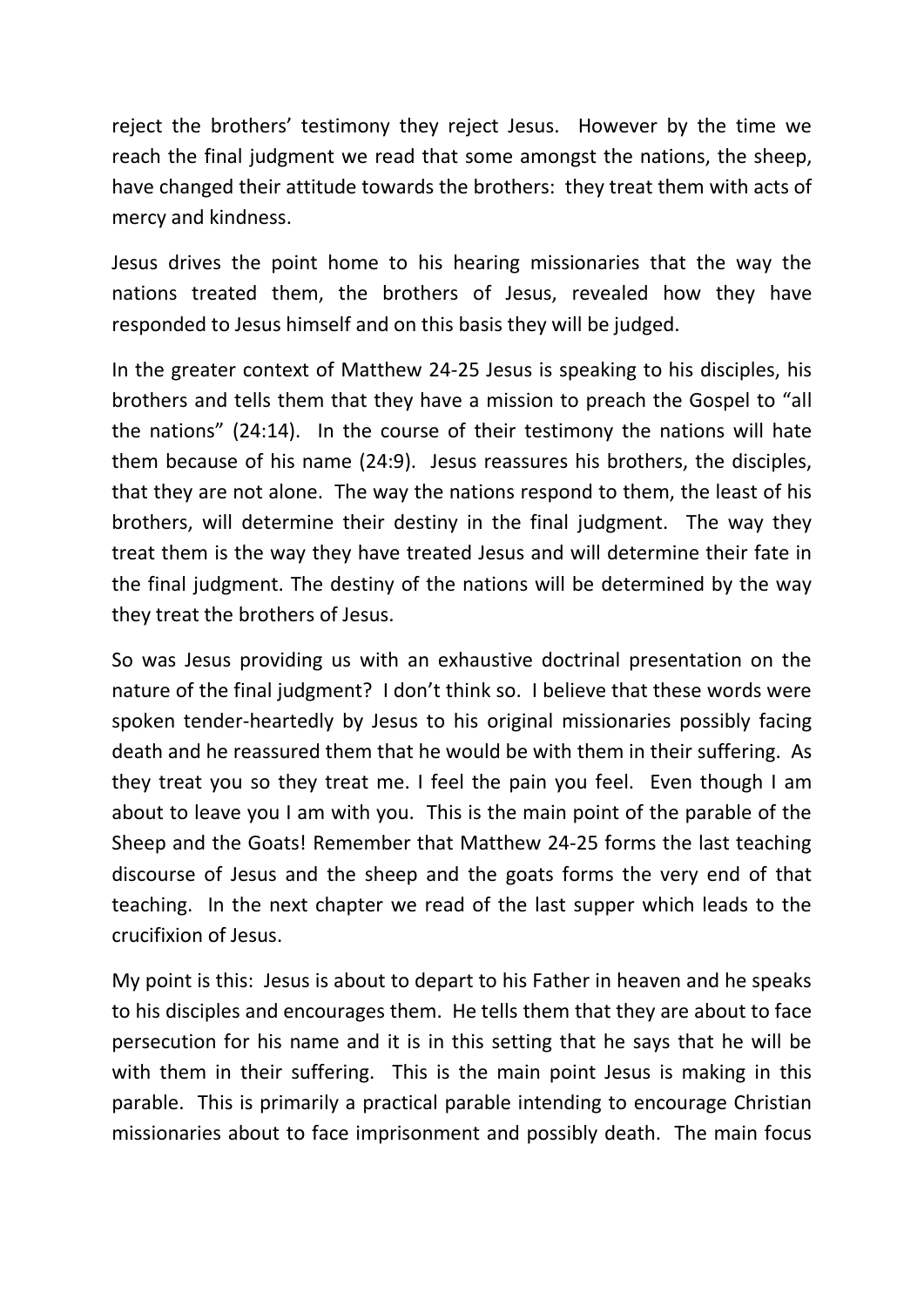reject the brothers' testimony they reject Jesus. However by the time we reach the final judgment we read that some amongst the nations, the sheep, have changed their attitude towards the brothers: they treat them with acts of mercy and kindness.

Jesus drives the point home to his hearing missionaries that the way the nations treated them, the brothers of Jesus, revealed how they have responded to Jesus himself and on this basis they will be judged.

In the greater context of Matthew 24-25 Jesus is speaking to his disciples, his brothers and tells them that they have a mission to preach the Gospel to "all the nations" (24:14). In the course of their testimony the nations will hate them because of his name (24:9). Jesus reassures his brothers, the disciples, that they are not alone. The way the nations respond to them, the least of his brothers, will determine their destiny in the final judgment. The way they treat them is the way they have treated Jesus and will determine their fate in the final judgment. The destiny of the nations will be determined by the way they treat the brothers of Jesus.

So was Jesus providing us with an exhaustive doctrinal presentation on the nature of the final judgment? I don't think so. I believe that these words were spoken tender-heartedly by Jesus to his original missionaries possibly facing death and he reassured them that he would be with them in their suffering. As they treat you so they treat me. I feel the pain you feel. Even though I am about to leave you I am with you. This is the main point of the parable of the Sheep and the Goats! Remember that Matthew 24-25 forms the last teaching discourse of Jesus and the sheep and the goats forms the very end of that teaching. In the next chapter we read of the last supper which leads to the crucifixion of Jesus.

My point is this: Jesus is about to depart to his Father in heaven and he speaks to his disciples and encourages them. He tells them that they are about to face persecution for his name and it is in this setting that he says that he will be with them in their suffering. This is the main point Jesus is making in this parable. This is primarily a practical parable intending to encourage Christian missionaries about to face imprisonment and possibly death. The main focus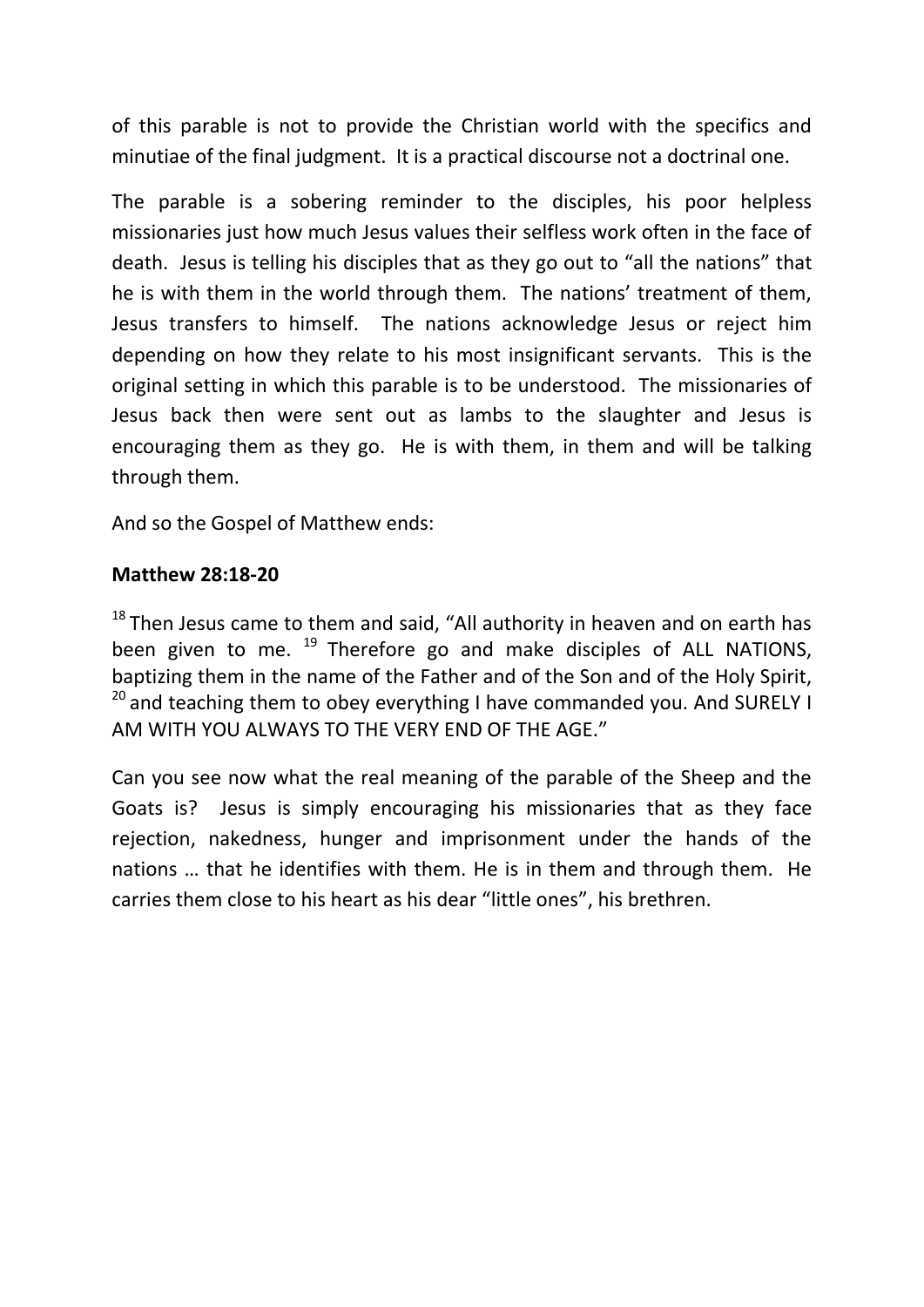of this parable is not to provide the Christian world with the specifics and minutiae of the final judgment. It is a practical discourse not a doctrinal one.

The parable is a sobering reminder to the disciples, his poor helpless missionaries just how much Jesus values their selfless work often in the face of death. Jesus is telling his disciples that as they go out to "all the nations" that he is with them in the world through them. The nations' treatment of them, Jesus transfers to himself. The nations acknowledge Jesus or reject him depending on how they relate to his most insignificant servants. This is the original setting in which this parable is to be understood. The missionaries of Jesus back then were sent out as lambs to the slaughter and Jesus is encouraging them as they go. He is with them, in them and will be talking through them.

And so the Gospel of Matthew ends:

**Matthew 28:18-20**

[18] Then Jesus came to them and said, "All authority in heaven and on earth has been given to me. [19] Therefore go and make disciples of ALL NATIONS, baptizing them in the name of the Father and of the Son and of the Holy Spirit, [20] and teaching them to obey everything I have commanded you. And SURELY I AM WITH YOU ALWAYS TO THE VERY END OF THE AGE."

Can you see now what the real meaning of the parable of the Sheep and the Goats is? Jesus is simply encouraging his missionaries that as they face rejection, nakedness, hunger and imprisonment under the hands of the nations … that he identifies with them. He is in them and through them. He carries them close to his heart as his dear "little ones", his brethren.